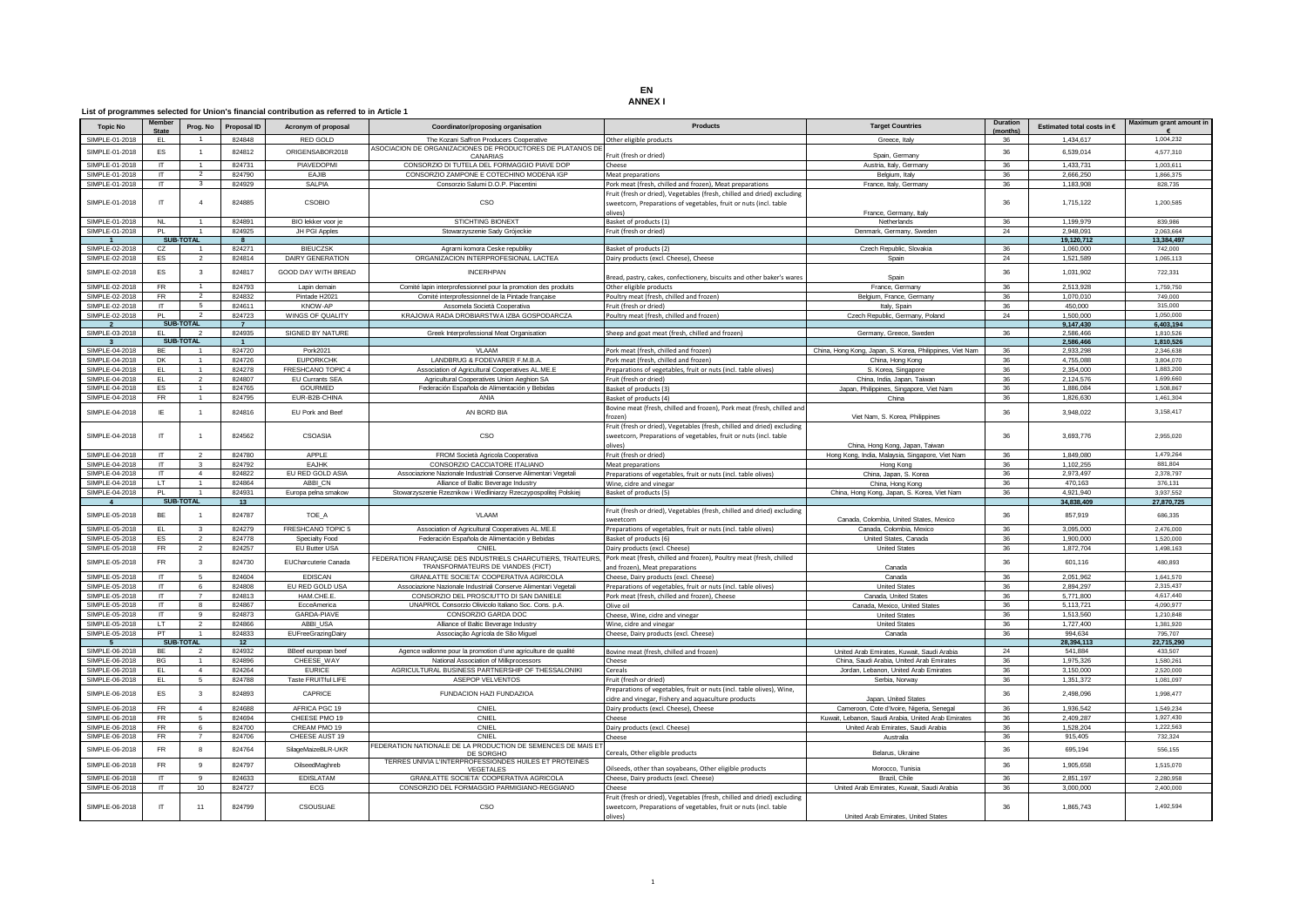**EN**
**ANNEX I**

**List of programmes selected for Union's financial contribution as referred to in Article 1**

| Topic No | Member State | Prog. No | Proposal ID | Acronym of proposal | Coordinator/proposing organisation | Products | Target Countries | Duration (months) | Estimated total costs in € | Maximum grant amount in € |
|---|---|---|---|---|---|---|---|---|---|---|
| SIMPLE-01-2018 | EL | 1 | 824848 | RED GOLD | The Kozani Saffron Producers Cooperative | Other eligible products | Greece, Italy | 36 | 1,434,617 | 1,004,232 |
| SIMPLE-01-2018 | ES | 1 | 824812 | ORIGENSABOR2018 | ASOCIACION DE ORGANIZACIONES DE PRODUCTORES DE PLATANOS DE CANARIAS | Fruit (fresh or dried) | Spain, Germany | 36 | 6,539,014 | 4,577,310 |
| SIMPLE-01-2018 | IT | 1 | 824731 | PIAVEDOPMI | CONSORZIO DI TUTELA DEL FORMAGGIO PIAVE DOP | Cheese | Austria, Italy, Germany | 36 | 1,433,731 | 1,003,611 |
| SIMPLE-01-2018 | IT | 2 | 824790 | EAJIB | CONSORZIO ZAMPONE E COTECHINO MODENA IGP | Meat preparations | Belgium, Italy | 36 | 2,666,250 | 1,866,375 |
| SIMPLE-01-2018 | IT | 3 | 824929 | SALPIA | Consorzio Salumi D.O.P. Piacentini | Pork meat (fresh, chilled and frozen), Meat preparations | France, Italy, Germany | 36 | 1,183,908 | 828,735 |
| SIMPLE-01-2018 | IT | 4 | 824885 | CSOBIO | CSO | Fruit (fresh or dried), Vegetables (fresh, chilled and dried) excluding sweetcorn, Preparations of vegetables, fruit or nuts (incl. table olives) | France, Germany, Italy | 36 | 1,715,122 | 1,200,585 |
| SIMPLE-01-2018 | NL | 1 | 824891 | BIO lekker voor je | STICHTING BIONEXT | Basket of products (1) | Netherlands | 36 | 1,199,979 | 839,986 |
| SIMPLE-01-2018 | PL | 1 | 824925 | JH PGI Apples | Stowarzyszenie Sady Grojeckie | Fruit (fresh or dried) | Denmark, Germany, Sweden | 24 | 2,948,091 | 2,063,664 |
| 1 | SUB-TOTAL | | 8 | | | | | | 19,120,712 | 13,384,497 |
| SIMPLE-02-2018 | CZ | 1 | 824271 | BIEUCZSK | Agrarni komora Ceske republiky | Basket of products (2) | Czech Republic, Slovakia | 36 | 1,060,000 | 742,000 |
| SIMPLE-02-2018 | ES | 2 | 824814 | DAIRY GENERATION | ORGANIZACION INTERPROFESIONAL LACTEA | Dairy products (excl. Cheese), Cheese | Spain | 24 | 1,521,589 | 1,065,113 |
| SIMPLE-02-2018 | ES | 3 | 824817 | GOOD DAY WITH BREAD | INCERHPAN | Bread, pastry, cakes, confectionery, biscuits and other baker's wares | Spain | 36 | 1,031,902 | 722,331 |
| SIMPLE-02-2018 | FR | 1 | 824793 | Lapin demain | Comité lapin interprofessionnel pour la promotion des produits | Other eligible products | France, Germany | 36 | 2,513,928 | 1,759,750 |
| SIMPLE-02-2018 | FR | 2 | 824832 | Pintade H2021 | Comité interprofessionnel de la Pintade française | Poultry meat (fresh, chilled and frozen) | Belgium, France, Germany | 36 | 1,070,010 | 749,000 |
| SIMPLE-02-2018 | IT | 5 | 824611 | KNOW-AP | Assomela Società Cooperativa | Fruit (fresh or dried) | Italy, Spain | 36 | 450,000 | 315,000 |
| SIMPLE-02-2018 | PL | 2 | 824723 | WINGS OF QUALITY | KRAJOWA RADA DROBIARSTWA IZBA GOSPODARCZA | Poultry meat (fresh, chilled and frozen) | Czech Republic, Germany, Poland | 24 | 1,500,000 | 1,050,000 |
| 2 | SUB-TOTAL | | 7 | | | | | | 9,147,430 | 6,403,194 |
| SIMPLE-03-2018 | EL | 2 | 824935 | SIGNED BY NATURE | Greek Interprofessional Meat Organisation | Sheep and goat meat (fresh, chilled and frozen) | Germany, Greece, Sweden | 36 | 2,586,466 | 1,810,526 |
| 3 | SUB-TOTAL | | 1 | | | | | | 2,586,466 | 1,810,526 |
| SIMPLE-04-2018 | BE | 1 | 824720 | Pork2021 | VLAAM | Pork meat (fresh, chilled and frozen) | China, Hong Kong, Japan, S. Korea, Philippines, Viet Nam | 36 | 2,933,298 | 2,346,638 |
| SIMPLE-04-2018 | DK | 1 | 824726 | EUPORKCHK | LANDBRUG & FODEVARER F.M.B.A. | Pork meat (fresh, chilled and frozen) | China, Hong Kong | 36 | 4,755,088 | 3,804,070 |
| SIMPLE-04-2018 | EL | 1 | 824278 | FRESHCANO TOPIC 4 | Association of Agricultural Cooperatives AL.ME.E | Preparations of vegetables, fruit or nuts (incl. table olives) | S. Korea, Singapore | 36 | 2,354,000 | 1,883,200 |
| SIMPLE-04-2018 | EL | 2 | 824807 | EU Currants SEA | Agricultural Cooperatives Union Aeghion SA | Fruit (fresh or dried) | China, India, Japan, Taiwan | 36 | 2,124,576 | 1,699,660 |
| SIMPLE-04-2018 | ES | 1 | 824765 | GOURMED | Federación Española de Alimentación y Bebidas | Basket of products (3) | Japan, Philippines, Singapore, Viet Nam | 36 | 1,886,084 | 1,508,867 |
| SIMPLE-04-2018 | FR | 1 | 824795 | EUR-B2B-CHINA | ANIA | Basket of products (4) | China | 36 | 1,826,630 | 1,461,304 |
| SIMPLE-04-2018 | IE | 1 | 824816 | EU Pork and Beef | AN BORD BIA | Bovine meat (fresh, chilled and frozen), Pork meat (fresh, chilled and frozen) | Viet Nam, S. Korea, Philippines | 36 | 3,948,022 | 3,158,417 |
| SIMPLE-04-2018 | IT | 1 | 824562 | CSOASIA | CSO | Fruit (fresh or dried), Vegetables (fresh, chilled and dried) excluding sweetcorn, Preparations of vegetables, fruit or nuts (incl. table olives) | China, Hong Kong, Japan, Taiwan | 36 | 3,693,776 | 2,955,020 |
| SIMPLE-04-2018 | IT | 2 | 824780 | APPLE | FROM Società Agricola Cooperativa | Fruit (fresh or dried) | Hong Kong, India, Malaysia, Singapore, Viet Nam | 36 | 1,849,080 | 1,479,264 |
| SIMPLE-04-2018 | IT | 3 | 824792 | EAJHK | CONSORZIO CACCIATORE ITALIANO | Meat preparations | Hong Kong | 36 | 1,102,255 | 881,804 |
| SIMPLE-04-2018 | IT | 4 | 824822 | EU RED GOLD ASIA | Associazione Nazionale Industriali Conserve Alimentari Vegetali | Preparations of vegetables, fruit or nuts (incl. table olives) | China, Japan, S. Korea | 36 | 2,973,497 | 2,378,797 |
| SIMPLE-04-2018 | LT | 1 | 824864 | ABBI_CN | Alliance of Baltic Beverage Industry | Wine, cidre and vinegar | China, Hong Kong | 36 | 470,163 | 376,131 |
| SIMPLE-04-2018 | PL | 1 | 824931 | Europa pelna smakow | Stowarzyszenie Rzeznikow i Wedliniarzy Rzeczypospolitej Polskiej | Basket of products (5) | China, Hong Kong, Japan, S. Korea, Viet Nam | 36 | 4,921,940 | 3,937,552 |
| 4 | SUB-TOTAL | | 13 | | | | | | 34,838,409 | 27,870,725 |
| SIMPLE-05-2018 | BE | 1 | 824787 | TOE_A | VLAAM | Fruit (fresh or dried), Vegetables (fresh, chilled and dried) excluding sweetcorn | Canada, Colombia, United States, Mexico | 36 | 857,919 | 686,335 |
| SIMPLE-05-2018 | EL | 3 | 824279 | FRESHCANO TOPIC 5 | Association of Agricultural Cooperatives AL.ME.E | Preparations of vegetables, fruit or nuts (incl. table olives) | Canada, Colombia, Mexico | 36 | 3,095,000 | 2,476,000 |
| SIMPLE-05-2018 | ES | 2 | 824778 | Specialty Food | Federación Española de Alimentación y Bebidas | Basket of products (6) | United States, Canada | 36 | 1,900,000 | 1,520,000 |
| SIMPLE-05-2018 | FR | 2 | 824257 | EU Butter USA | CNIEL | Dairy products (excl. Cheese) | United States | 36 | 1,872,704 | 1,498,163 |
| SIMPLE-05-2018 | FR | 3 | 824730 | EUCharcuterie Canada | FEDERATION FRANÇAISE DES INDUSTRIELS CHARCUTIERS, TRAITEURS, TRANSFORMATEURS DE VIANDES (FICT) | Pork meat (fresh, chilled and frozen), Poultry meat (fresh, chilled and frozen), Meat preparations | Canada | 36 | 601,116 | 480,893 |
| SIMPLE-05-2018 | IT | 5 | 824604 | EDISCAN | GRANLATTE SOCIETA' COOPERATIVA AGRICOLA | Cheese, Dairy products (excl. Cheese) | Canada | 36 | 2,051,962 | 1,641,570 |
| SIMPLE-05-2018 | IT | 6 | 824808 | EU RED GOLD USA | Associazione Nazionale Industriali Conserve Alimentari Vegetali | Preparations of vegetables, fruit or nuts (incl. table olives) | United States | 36 | 2,894,297 | 2,315,437 |
| SIMPLE-05-2018 | IT | 7 | 824813 | HAM.CHE.E. | CONSORZIO DEL PROSCIUTTO DI SAN DANIELE | Pork meat (fresh, chilled and frozen), Cheese | Canada, United States | 36 | 5,771,800 | 4,617,440 |
| SIMPLE-05-2018 | IT | 8 | 824867 | EcceAmerica | UNAPROL Consorzio Olivicolo Italiano Soc. Cons. p.A. | Olive oil | Canada, Mexico, United States | 36 | 5,113,721 | 4,090,977 |
| SIMPLE-05-2018 | IT | 9 | 824873 | GARDA-PIAVE | CONSORZIO GARDA DOC | Cheese, Wine, cidre and vinegar | United States | 36 | 1,513,560 | 1,210,848 |
| SIMPLE-05-2018 | LT | 2 | 824866 | ABBI_USA | Alliance of Baltic Beverage Industry | Wine, cidre and vinegar | United States | 36 | 1,727,400 | 1,381,920 |
| SIMPLE-05-2018 | PT | 1 | 824833 | EUFreeGrazingDairy | Associação Agrícola de São Miguel | Cheese, Dairy products (excl. Cheese) | Canada | 36 | 994,634 | 795,707 |
| 5 | SUB-TOTAL | | 12 | | | | | | 28,394,113 | 22,715,290 |
| SIMPLE-06-2018 | BE | 2 | 824932 | BBeef european beef | Agence wallonne pour la promotion d'une agriculture de qualité | Bovine meat (fresh, chilled and frozen) | United Arab Emirates, Kuwait, Saudi Arabia | 24 | 541,884 | 433,507 |
| SIMPLE-06-2018 | BG | 1 | 824896 | CHEESE_WAY | National Association of Milkprocessors | Cheese | China, Saudi Arabia, United Arab Emirates | 36 | 1,975,326 | 1,580,261 |
| SIMPLE-06-2018 | EL | 4 | 824264 | EURICE | AGRICULTURAL BUSINESS PARTNERSHIP OF THESSALONIKI | Cereals | Jordan, Lebanon, United Arab Emirates | 36 | 3,150,000 | 2,520,000 |
| SIMPLE-06-2018 | EL | 5 | 824788 | Taste FRUITful LIFE | ASEPOP VELVENTOS | Fruit (fresh or dried) | Serbia, Norway | 36 | 1,351,372 | 1,081,097 |
| SIMPLE-06-2018 | ES | 3 | 824893 | CAPRICE | FUNDACION HAZI FUNDAZIOA | Preparations of vegetables, fruit or nuts (incl. table olives), Wine, cidre and vinegar, Fishery and aquaculture products | Japan, United States | 36 | 2,498,096 | 1,998,477 |
| SIMPLE-06-2018 | FR | 4 | 824688 | AFRICA PGC 19 | CNIEL | Dairy products (excl. Cheese), Cheese | Cameroon, Cote d'Ivoire, Nigeria, Senegal | 36 | 1,936,542 | 1,549,234 |
| SIMPLE-06-2018 | FR | 5 | 824694 | CHEESE PMO 19 | CNIEL | Cheese | Kuwait, Lebanon, Saudi Arabia, United Arab Emirates | 36 | 2,409,287 | 1,927,430 |
| SIMPLE-06-2018 | FR | 6 | 824700 | CREAM PMO 19 | CNIEL | Dairy products (excl. Cheese) | United Arab Emirates, Saudi Arabia | 36 | 1,528,204 | 1,222,563 |
| SIMPLE-06-2018 | FR | 7 | 824706 | CHEESE AUST 19 | CNIEL | Cheese | Australia | 36 | 915,405 | 732,324 |
| SIMPLE-06-2018 | FR | 8 | 824764 | SilageMaizeBLR-UKR | FEDERATION NATIONALE DE LA PRODUCTION DE SEMENCES DE MAIS ET DE SORGHO | Cereals, Other eligible products | Belarus, Ukraine | 36 | 695,194 | 556,155 |
| SIMPLE-06-2018 | FR | 9 | 824797 | OilseedMaghreb | TERRES UNIVIA L'INTERPROFESSIONDES HUILES ET PROTEINES VEGETALES | Oilseeds, other than soyabeans, Other eligible products | Morocco, Tunisia | 36 | 1,905,658 | 1,515,070 |
| SIMPLE-06-2018 | IT | 9 | 824633 | EDISLATAM | GRANLATTE SOCIETA' COOPERATIVA AGRICOLA | Cheese, Dairy products (excl. Cheese) | Brazil, Chile | 36 | 2,851,197 | 2,280,958 |
| SIMPLE-06-2018 | IT | 10 | 824727 | ECG | CONSORZIO DEL FORMAGGIO PARMIGIANO-REGGIANO | Cheese | United Arab Emirates, Kuwait, Saudi Arabia | 36 | 3,000,000 | 2,400,000 |
| SIMPLE-06-2018 | IT | 11 | 824799 | CSOUSUAE | CSO | Fruit (fresh or dried), Vegetables (fresh, chilled and dried) excluding sweetcorn, Preparations of vegetables, fruit or nuts (incl. table olives) | United Arab Emirates, United States | 36 | 1,865,743 | 1,492,594 |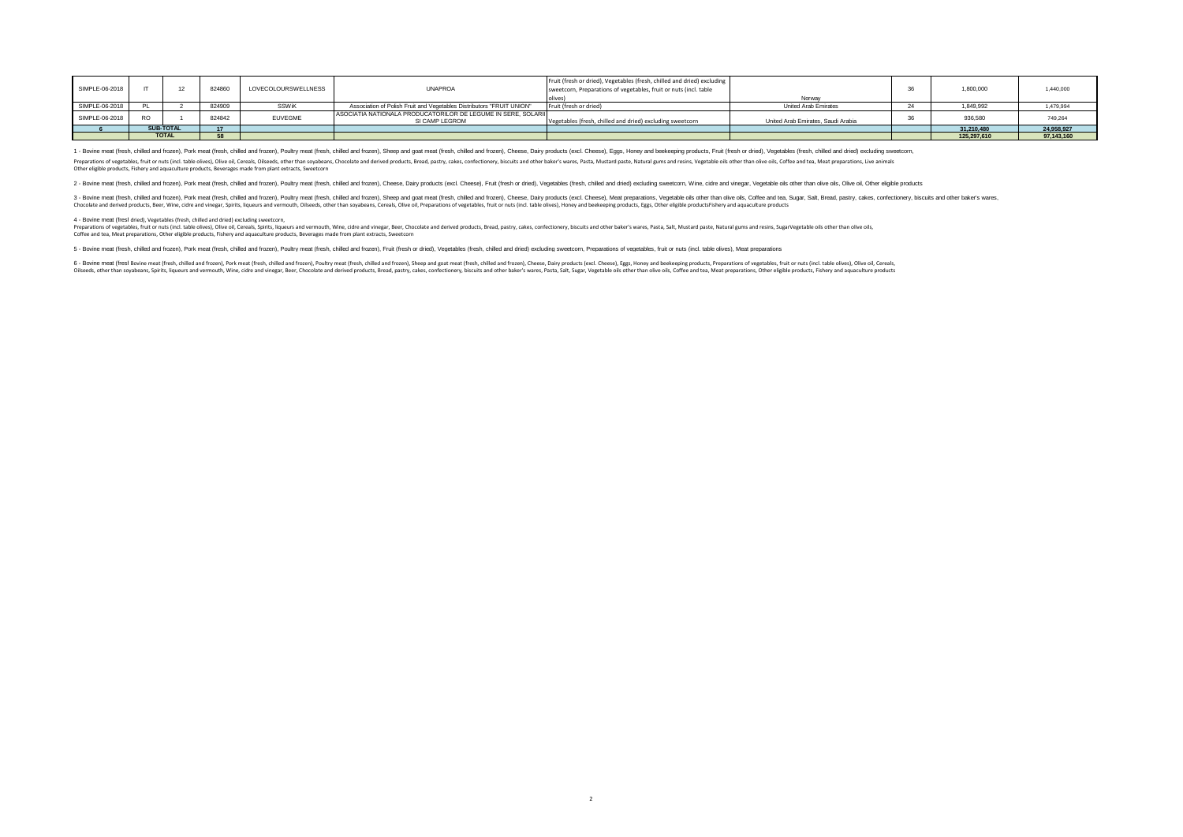| | | | | | | | | | | |
|---|---|---|---|---|---|---|---|---|---|---|
| SIMPLE-06-2018 | IT | 12 | 824860 | LOVECOLOURSWELLNESS | UNAPROA | Fruit (fresh or dried), Vegetables (fresh, chilled and dried) excluding sweetcorn, Preparations of vegetables, fruit or nuts (incl. table olives) | Norway | 36 | 1,800,000 | 1,440,000 |
| SIMPLE-06-2018 | PL | 2 | 824909 | SSWIK | Association of Polish Fruit and Vegetables Distributors "FRUIT UNION" | Fruit (fresh or dried) | United Arab Emirates | 24 | 1,849,992 | 1,479,994 |
| SIMPLE-06-2018 | RO | 1 | 824842 | EUVEGME | ASOCIATIA NATIONALA PRODUCATORILOR DE LEGUME IN SERE, SOLARII SI CAMP LEGROM | Vegetables (fresh, chilled and dried) excluding sweetcorn | United Arab Emirates, Saudi Arabia | 36 | 936,580 | 749,264 |
| 6 | SUB-TOTAL | | 17 | | | | | | 31,210,480 | 24,958,927 |
| | TOTAL | | 58 | | | | | | 125,297,610 | 97,143,160 |

1 - Bovine meat (fresh, chilled and frozen), Pork meat (fresh, chilled and frozen), Poultry meat (fresh, chilled and frozen), Sheep and goat meat (fresh, chilled and frozen), Cheese, Dairy products (excl. Cheese), Eggs, Honey and beekeeping products, Fruit (fresh or dried), Vegetables (fresh, chilled and dried) excluding sweetcorn, Preparations of vegetables, fruit or nuts (incl. table olives), Olive oil, Cereals, Oilseeds, other than soyabeans, Chocolate and derived products, Bread, pastry, cakes, confectionery, biscuits and other baker's wares, Pasta, Mustard paste, Natural gums and resins, Vegetable oils other than olive oils, Coffee and tea, Meat preparations, Live animals Other eligible products, Fishery and aquaculture products, Beverages made from plant extracts, Sweetcorn

2 - Bovine meat (fresh, chilled and frozen), Pork meat (fresh, chilled and frozen), Poultry meat (fresh, chilled and frozen), Cheese, Dairy products (excl. Cheese), Fruit (fresh or dried), Vegetables (fresh, chilled and dried) excluding sweetcorn, Wine, cidre and vinegar, Vegetable oils other than olive oils, Olive oil, Other eligible products

3 - Bovine meat (fresh, chilled and frozen), Pork meat (fresh, chilled and frozen), Poultry meat (fresh, chilled and frozen), Sheep and goat meat (fresh, chilled and frozen), Cheese, Dairy products (excl. Cheese), Meat preparations, Vegetable oils other than olive oils, Coffee and tea, Sugar, Salt, Bread, pastry, cakes, confectionery, biscuits and other baker's wares, Chocolate and derived products, Beer, Wine, cidre and vinegar, Spirits, liqueurs and vermouth, Oilseeds, other than soyabeans, Cereals, Olive oil, Preparations of vegetables, fruit or nuts (incl. table olives), Honey and beekeeping products, Eggs, Other eligible productsFishery and aquaculture products

4 - Bovine meat (fresl dried), Vegetables (fresh, chilled and dried) excluding sweetcorn, Preparations of vegetables, fruit or nuts (incl. table olives), Olive oil, Cereals, Spirits, liqueurs and vermouth, Wine, cidre and vinegar, Beer, Chocolate and derived products, Bread, pastry, cakes, confectionery, biscuits and other baker's wares, Pasta, Salt, Mustard paste, Natural gums and resins, SugarVegetable oils other than olive oils, Coffee and tea, Meat preparations, Other eligible products, Fishery and aquaculture products, Beverages made from plant extracts, Sweetcorn

5 - Bovine meat (fresh, chilled and frozen), Pork meat (fresh, chilled and frozen), Poultry meat (fresh, chilled and frozen), Fruit (fresh or dried), Vegetables (fresh, chilled and dried) excluding sweetcorn, Preparations of vegetables, fruit or nuts (incl. table olives), Meat preparations

6 - Bovine meat (fresl Bovine meat (fresh, chilled and frozen), Pork meat (fresh, chilled and frozen), Poultry meat (fresh, chilled and frozen), Sheep and goat meat (fresh, chilled and frozen), Cheese, Dairy products (excl. Cheese), Eggs, Honey and beekeeping products, Preparations of vegetables, fruit or nuts (incl. table olives), Olive oil, Cereals, Oilseeds, other than soyabeans, Spirits, liqueurs and vermouth, Wine, cidre and vinegar, Beer, Chocolate and derived products, Bread, pastry, cakes, confectionery, biscuits and other baker's wares, Pasta, Salt, Sugar, Vegetable oils other than olive oils, Coffee and tea, Meat preparations, Other eligible products, Fishery and aquaculture products